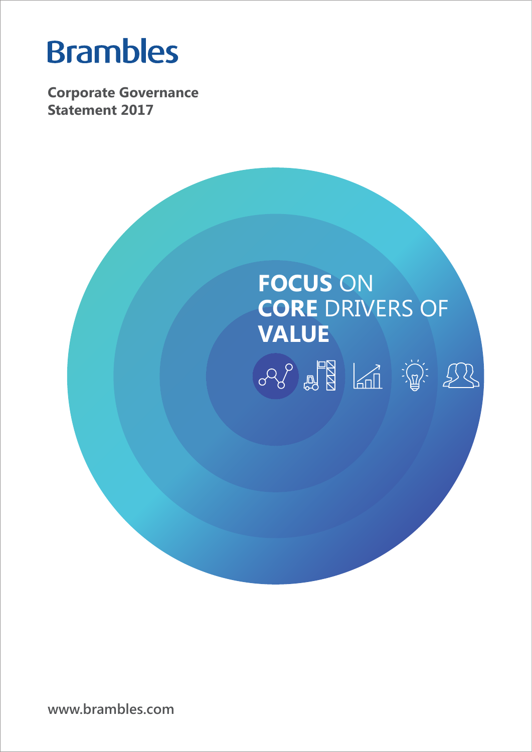# Brambles

**Corporate Governance Statement 2017**

**FOCUS** ON **CORE** DRIVERS OF **VALUE**

www.brambles.com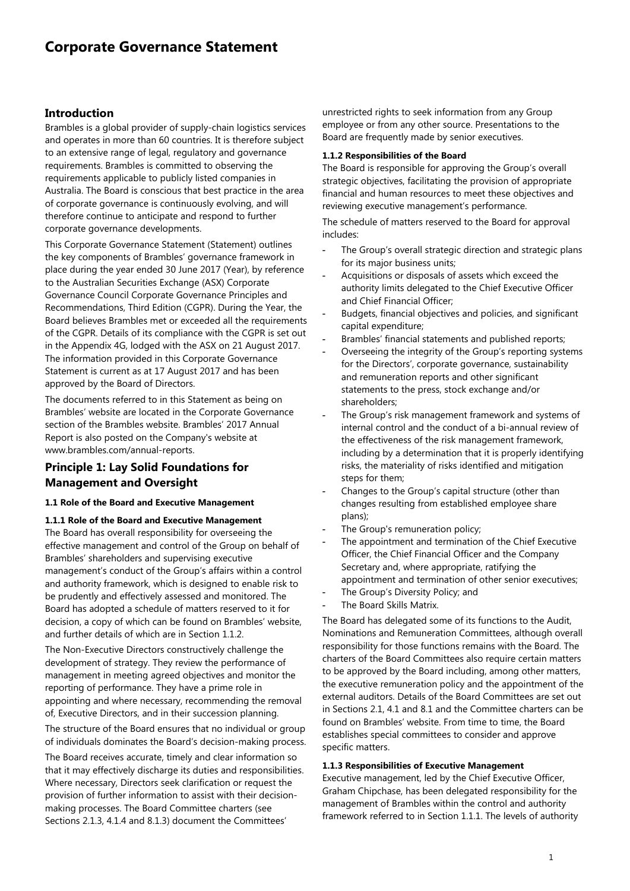# Corporate Governance Statement

## Introduction

Brambles is a global provider of supply-chain logistics services and operates in more than 60 countries. It is therefore subject to an extensive range of legal, regulatory and governance requirements. Brambles is committed to observing the requirements applicable to publicly listed companies in Australia. The Board is conscious that best practice in the area of corporate governance is continuously evolving, and will therefore continue to anticipate and respond to further corporate governance developments.

This Corporate Governance Statement (Statement) outlines the key components of Brambles' governance framework in place during the year ended 30 June 2017 (Year), by reference to the Australian Securities Exchange (ASX) Corporate Governance Council Corporate Governance Principles and Recommendations, Third Edition (CGPR). During the Year, the Board believes Brambles met or exceeded all the requirements of the CGPR. Details of its compliance with the CGPR is set out in the Appendix 4G, lodged with the ASX on 21 August 2017. The information provided in this Corporate Governance Statement is current as at 17 August 2017 and has been approved by the Board of Directors.

The documents referred to in this Statement as being on Brambles' website are located in the Corporate Governance section of the Brambles website. Brambles' 2017 Annual Report is also posted on the Company's website at www.brambles.com/annual-reports.

## Principle 1: Lay Solid Foundations for Management and Oversight

### 1.1 Role of the Board and Executive Management

#### 1.1.1 Role of the Board and Executive Management

The Board has overall responsibility for overseeing the effective management and control of the Group on behalf of Brambles' shareholders and supervising executive management's conduct of the Group's affairs within a control and authority framework, which is designed to enable risk to be prudently and effectively assessed and monitored. The Board has adopted a schedule of matters reserved to it for decision, a copy of which can be found on Brambles' website, and further details of which are in Section 1.1.2.

The Non-Executive Directors constructively challenge the development of strategy. They review the performance of management in meeting agreed objectives and monitor the reporting of performance. They have a prime role in appointing and where necessary, recommending the removal of, Executive Directors, and in their succession planning.

The structure of the Board ensures that no individual or group of individuals dominates the Board's decision-making process.

The Board receives accurate, timely and clear information so that it may effectively discharge its duties and responsibilities. Where necessary, Directors seek clarification or request the provision of further information to assist with their decision-making processes. The Board Committee charters (see Sections 2.1.3, 4.1.4 and 8.1.3) document the Committees' unrestricted rights to seek information from any Group employee or from any other source. Presentations to the Board are frequently made by senior executives.

#### 1.1.2 Responsibilities of the Board

The Board is responsible for approving the Group's overall strategic objectives, facilitating the provision of appropriate financial and human resources to meet these objectives and reviewing executive management's performance.

The schedule of matters reserved to the Board for approval includes:

- The Group's overall strategic direction and strategic plans for its major business units;
- Acquisitions or disposals of assets which exceed the authority limits delegated to the Chief Executive Officer and Chief Financial Officer;
- Budgets, financial objectives and policies, and significant capital expenditure;
- Brambles' financial statements and published reports;
- Overseeing the integrity of the Group's reporting systems for the Directors', corporate governance, sustainability and remuneration reports and other significant statements to the press, stock exchange and/or shareholders;
- The Group's risk management framework and systems of internal control and the conduct of a bi-annual review of the effectiveness of the risk management framework, including by a determination that it is properly identifying risks, the materiality of risks identified and mitigation steps for them;
- Changes to the Group's capital structure (other than changes resulting from established employee share plans);
- The Group's remuneration policy;
- The appointment and termination of the Chief Executive Officer, the Chief Financial Officer and the Company Secretary and, where appropriate, ratifying the appointment and termination of other senior executives;
- The Group's Diversity Policy; and
- The Board Skills Matrix.

The Board has delegated some of its functions to the Audit, Nominations and Remuneration Committees, although overall responsibility for those functions remains with the Board. The charters of the Board Committees also require certain matters to be approved by the Board including, among other matters, the executive remuneration policy and the appointment of the external auditors. Details of the Board Committees are set out in Sections 2.1, 4.1 and 8.1 and the Committee charters can be found on Brambles' website. From time to time, the Board establishes special committees to consider and approve specific matters.

#### 1.1.3 Responsibilities of Executive Management

Executive management, led by the Chief Executive Officer, Graham Chipchase, has been delegated responsibility for the management of Brambles within the control and authority framework referred to in Section 1.1.1. The levels of authority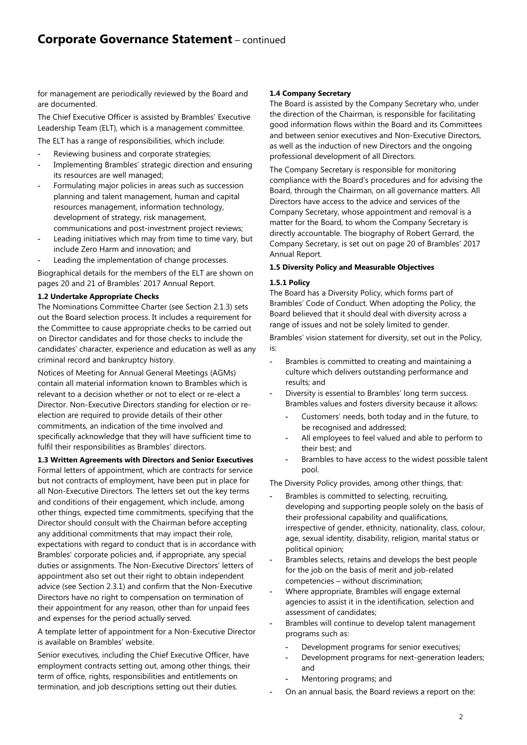for management are periodically reviewed by the Board and are documented.

The Chief Executive Officer is assisted by Brambles' Executive Leadership Team (ELT), which is a management committee.

The ELT has a range of responsibilities, which include:

- Reviewing business and corporate strategies;
- Implementing Brambles' strategic direction and ensuring its resources are well managed;
- Formulating major policies in areas such as succession planning and talent management, human and capital resources management, information technology, development of strategy, risk management, communications and post-investment project reviews;
- Leading initiatives which may from time to time vary, but include Zero Harm and innovation; and
- Leading the implementation of change processes.

Biographical details for the members of the ELT are shown on pages 20 and 21 of Brambles' 2017 Annual Report.

**1.2 Undertake Appropriate Checks**

The Nominations Committee Charter (see Section 2.1.3) sets out the Board selection process. It includes a requirement for the Committee to cause appropriate checks to be carried out on Director candidates and for those checks to include the candidates' character, experience and education as well as any criminal record and bankruptcy history.

Notices of Meeting for Annual General Meetings (AGMs) contain all material information known to Brambles which is relevant to a decision whether or not to elect or re-elect a Director. Non-Executive Directors standing for election or re-election are required to provide details of their other commitments, an indication of the time involved and specifically acknowledge that they will have sufficient time to fulfil their responsibilities as Brambles' directors.

**1.3 Written Agreements with Directors and Senior Executives**

Formal letters of appointment, which are contracts for service but not contracts of employment, have been put in place for all Non-Executive Directors. The letters set out the key terms and conditions of their engagement, which include, among other things, expected time commitments, specifying that the Director should consult with the Chairman before accepting any additional commitments that may impact their role, expectations with regard to conduct that is in accordance with Brambles' corporate policies and, if appropriate, any special duties or assignments. The Non-Executive Directors' letters of appointment also set out their right to obtain independent advice (see Section 2.3.1) and confirm that the Non-Executive Directors have no right to compensation on termination of their appointment for any reason, other than for unpaid fees and expenses for the period actually served.

A template letter of appointment for a Non-Executive Director is available on Brambles' website.

Senior executives, including the Chief Executive Officer, have employment contracts setting out, among other things, their term of office, rights, responsibilities and entitlements on termination, and job descriptions setting out their duties.

**1.4 Company Secretary**

The Board is assisted by the Company Secretary who, under the direction of the Chairman, is responsible for facilitating good information flows within the Board and its Committees and between senior executives and Non-Executive Directors, as well as the induction of new Directors and the ongoing professional development of all Directors.

The Company Secretary is responsible for monitoring compliance with the Board's procedures and for advising the Board, through the Chairman, on all governance matters. All Directors have access to the advice and services of the Company Secretary, whose appointment and removal is a matter for the Board, to whom the Company Secretary is directly accountable. The biography of Robert Gerrard, the Company Secretary, is set out on page 20 of Brambles' 2017 Annual Report.

**1.5 Diversity Policy and Measurable Objectives**

**1.5.1 Policy**

The Board has a Diversity Policy, which forms part of Brambles' Code of Conduct. When adopting the Policy, the Board believed that it should deal with diversity across a range of issues and not be solely limited to gender.

Brambles' vision statement for diversity, set out in the Policy, is:

- Brambles is committed to creating and maintaining a culture which delivers outstanding performance and results; and
- Diversity is essential to Brambles' long term success. Brambles values and fosters diversity because it allows:
  - Customers' needs, both today and in the future, to be recognised and addressed;
  - All employees to feel valued and able to perform to their best; and
  - Brambles to have access to the widest possible talent pool.

The Diversity Policy provides, among other things, that:

- Brambles is committed to selecting, recruiting, developing and supporting people solely on the basis of their professional capability and qualifications, irrespective of gender, ethnicity, nationality, class, colour, age, sexual identity, disability, religion, marital status or political opinion;
- Brambles selects, retains and develops the best people for the job on the basis of merit and job-related competencies – without discrimination;
- Where appropriate, Brambles will engage external agencies to assist it in the identification, selection and assessment of candidates;
- Brambles will continue to develop talent management programs such as:
  - Development programs for senior executives;
  - Development programs for next-generation leaders; and
  - Mentoring programs; and
- On an annual basis, the Board reviews a report on the: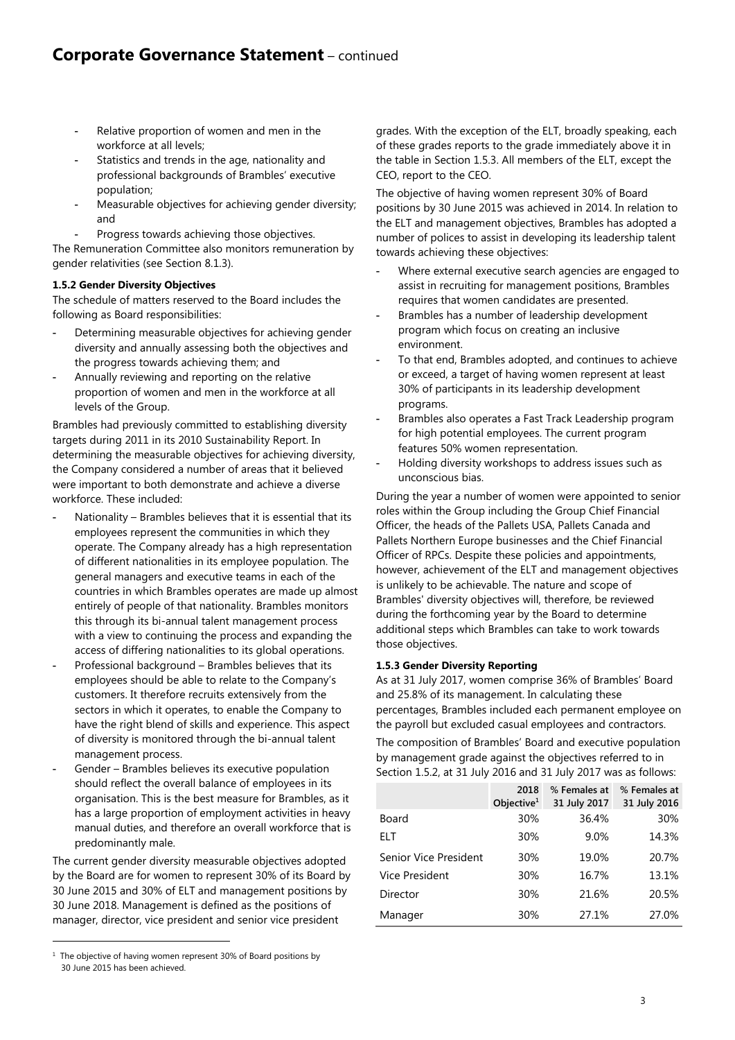- Relative proportion of women and men in the workforce at all levels;
- Statistics and trends in the age, nationality and professional backgrounds of Brambles' executive population;
- Measurable objectives for achieving gender diversity; and
- Progress towards achieving those objectives.

The Remuneration Committee also monitors remuneration by gender relativities (see Section 8.1.3).

**1.5.2 Gender Diversity Objectives**

The schedule of matters reserved to the Board includes the following as Board responsibilities:

- Determining measurable objectives for achieving gender diversity and annually assessing both the objectives and the progress towards achieving them; and
- Annually reviewing and reporting on the relative proportion of women and men in the workforce at all levels of the Group.

Brambles had previously committed to establishing diversity targets during 2011 in its 2010 Sustainability Report. In determining the measurable objectives for achieving diversity, the Company considered a number of areas that it believed were important to both demonstrate and achieve a diverse workforce. These included:

- Nationality – Brambles believes that it is essential that its employees represent the communities in which they operate. The Company already has a high representation of different nationalities in its employee population. The general managers and executive teams in each of the countries in which Brambles operates are made up almost entirely of people of that nationality. Brambles monitors this through its bi-annual talent management process with a view to continuing the process and expanding the access of differing nationalities to its global operations.
- Professional background – Brambles believes that its employees should be able to relate to the Company's customers. It therefore recruits extensively from the sectors in which it operates, to enable the Company to have the right blend of skills and experience. This aspect of diversity is monitored through the bi-annual talent management process.
- Gender – Brambles believes its executive population should reflect the overall balance of employees in its organisation. This is the best measure for Brambles, as it has a large proportion of employment activities in heavy manual duties, and therefore an overall workforce that is predominantly male.

The current gender diversity measurable objectives adopted by the Board are for women to represent 30% of its Board by 30 June 2015 and 30% of ELT and management positions by 30 June 2018. Management is defined as the positions of manager, director, vice president and senior vice president grades. With the exception of the ELT, broadly speaking, each of these grades reports to the grade immediately above it in the table in Section 1.5.3. All members of the ELT, except the CEO, report to the CEO.

The objective of having women represent 30% of Board positions by 30 June 2015 was achieved in 2014. In relation to the ELT and management objectives, Brambles has adopted a number of polices to assist in developing its leadership talent towards achieving these objectives:

- Where external executive search agencies are engaged to assist in recruiting for management positions, Brambles requires that women candidates are presented.
- Brambles has a number of leadership development program which focus on creating an inclusive environment.
- To that end, Brambles adopted, and continues to achieve or exceed, a target of having women represent at least 30% of participants in its leadership development programs.
- Brambles also operates a Fast Track Leadership program for high potential employees. The current program features 50% women representation.
- Holding diversity workshops to address issues such as unconscious bias.

During the year a number of women were appointed to senior roles within the Group including the Group Chief Financial Officer, the heads of the Pallets USA, Pallets Canada and Pallets Northern Europe businesses and the Chief Financial Officer of RPCs. Despite these policies and appointments, however, achievement of the ELT and management objectives is unlikely to be achievable. The nature and scope of Brambles' diversity objectives will, therefore, be reviewed during the forthcoming year by the Board to determine additional steps which Brambles can take to work towards those objectives.

**1.5.3 Gender Diversity Reporting**

As at 31 July 2017, women comprise 36% of Brambles' Board and 25.8% of its management. In calculating these percentages, Brambles included each permanent employee on the payroll but excluded casual employees and contractors.

The composition of Brambles' Board and executive population by management grade against the objectives referred to in Section 1.5.2, at 31 July 2016 and 31 July 2017 was as follows:

| | 2018 Objective[1] | % Females at 31 July 2017 | % Females at 31 July 2016 |
|---|---|---|---|
| Board | 30% | 36.4% | 30% |
| ELT | 30% | 9.0% | 14.3% |
| Senior Vice President | 30% | 19.0% | 20.7% |
| Vice President | 30% | 16.7% | 13.1% |
| Director | 30% | 21.6% | 20.5% |
| Manager | 30% | 27.1% | 27.0% |

[1] The objective of having women represent 30% of Board positions by 30 June 2015 has been achieved.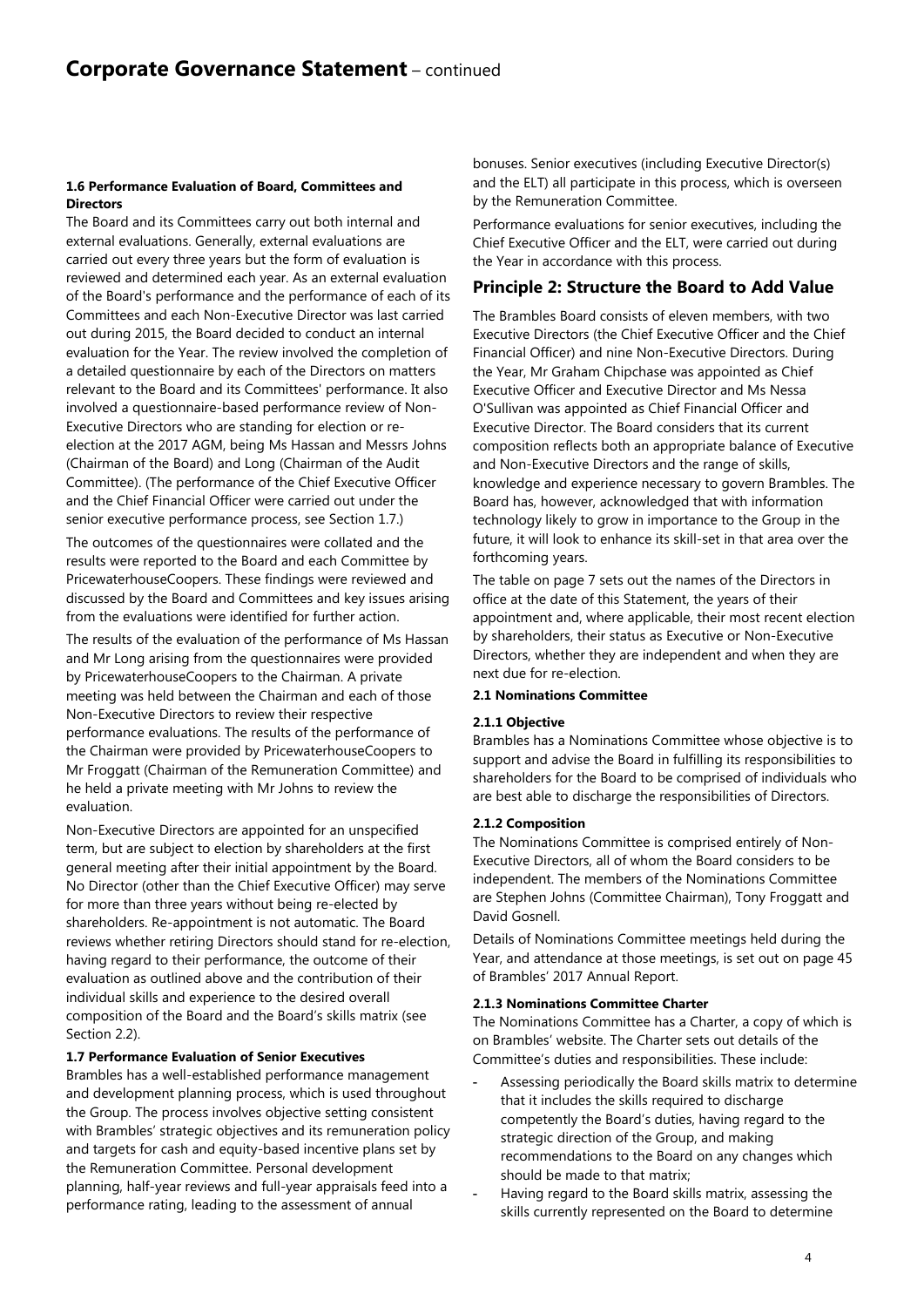## 1.6 Performance Evaluation of Board, Committees and Directors

The Board and its Committees carry out both internal and external evaluations. Generally, external evaluations are carried out every three years but the form of evaluation is reviewed and determined each year. As an external evaluation of the Board's performance and the performance of each of its Committees and each Non-Executive Director was last carried out during 2015, the Board decided to conduct an internal evaluation for the Year. The review involved the completion of a detailed questionnaire by each of the Directors on matters relevant to the Board and its Committees' performance. It also involved a questionnaire-based performance review of Non-Executive Directors who are standing for election or re-election at the 2017 AGM, being Ms Hassan and Messrs Johns (Chairman of the Board) and Long (Chairman of the Audit Committee). (The performance of the Chief Executive Officer and the Chief Financial Officer were carried out under the senior executive performance process, see Section 1.7.)

The outcomes of the questionnaires were collated and the results were reported to the Board and each Committee by PricewaterhouseCoopers. These findings were reviewed and discussed by the Board and Committees and key issues arising from the evaluations were identified for further action.

The results of the evaluation of the performance of Ms Hassan and Mr Long arising from the questionnaires were provided by PricewaterhouseCoopers to the Chairman. A private meeting was held between the Chairman and each of those Non-Executive Directors to review their respective performance evaluations. The results of the performance of the Chairman were provided by PricewaterhouseCoopers to Mr Froggatt (Chairman of the Remuneration Committee) and he held a private meeting with Mr Johns to review the evaluation.

Non-Executive Directors are appointed for an unspecified term, but are subject to election by shareholders at the first general meeting after their initial appointment by the Board. No Director (other than the Chief Executive Officer) may serve for more than three years without being re-elected by shareholders. Re-appointment is not automatic. The Board reviews whether retiring Directors should stand for re-election, having regard to their performance, the outcome of their evaluation as outlined above and the contribution of their individual skills and experience to the desired overall composition of the Board and the Board's skills matrix (see Section 2.2).

## 1.7 Performance Evaluation of Senior Executives

Brambles has a well-established performance management and development planning process, which is used throughout the Group. The process involves objective setting consistent with Brambles' strategic objectives and its remuneration policy and targets for cash and equity-based incentive plans set by the Remuneration Committee. Personal development planning, half-year reviews and full-year appraisals feed into a performance rating, leading to the assessment of annual bonuses. Senior executives (including Executive Director(s) and the ELT) all participate in this process, which is overseen by the Remuneration Committee.

Performance evaluations for senior executives, including the Chief Executive Officer and the ELT, were carried out during the Year in accordance with this process.

# Principle 2: Structure the Board to Add Value

The Brambles Board consists of eleven members, with two Executive Directors (the Chief Executive Officer and the Chief Financial Officer) and nine Non-Executive Directors. During the Year, Mr Graham Chipchase was appointed as Chief Executive Officer and Executive Director and Ms Nessa O'Sullivan was appointed as Chief Financial Officer and Executive Director. The Board considers that its current composition reflects both an appropriate balance of Executive and Non-Executive Directors and the range of skills, knowledge and experience necessary to govern Brambles. The Board has, however, acknowledged that with information technology likely to grow in importance to the Group in the future, it will look to enhance its skill-set in that area over the forthcoming years.

The table on page 7 sets out the names of the Directors in office at the date of this Statement, the years of their appointment and, where applicable, their most recent election by shareholders, their status as Executive or Non-Executive Directors, whether they are independent and when they are next due for re-election.

## 2.1 Nominations Committee

### 2.1.1 Objective

Brambles has a Nominations Committee whose objective is to support and advise the Board in fulfilling its responsibilities to shareholders for the Board to be comprised of individuals who are best able to discharge the responsibilities of Directors.

### 2.1.2 Composition

The Nominations Committee is comprised entirely of Non-Executive Directors, all of whom the Board considers to be independent. The members of the Nominations Committee are Stephen Johns (Committee Chairman), Tony Froggatt and David Gosnell.

Details of Nominations Committee meetings held during the Year, and attendance at those meetings, is set out on page 45 of Brambles' 2017 Annual Report.

### 2.1.3 Nominations Committee Charter

The Nominations Committee has a Charter, a copy of which is on Brambles' website. The Charter sets out details of the Committee's duties and responsibilities. These include:

- Assessing periodically the Board skills matrix to determine that it includes the skills required to discharge competently the Board's duties, having regard to the strategic direction of the Group, and making recommendations to the Board on any changes which should be made to that matrix;
- Having regard to the Board skills matrix, assessing the skills currently represented on the Board to determine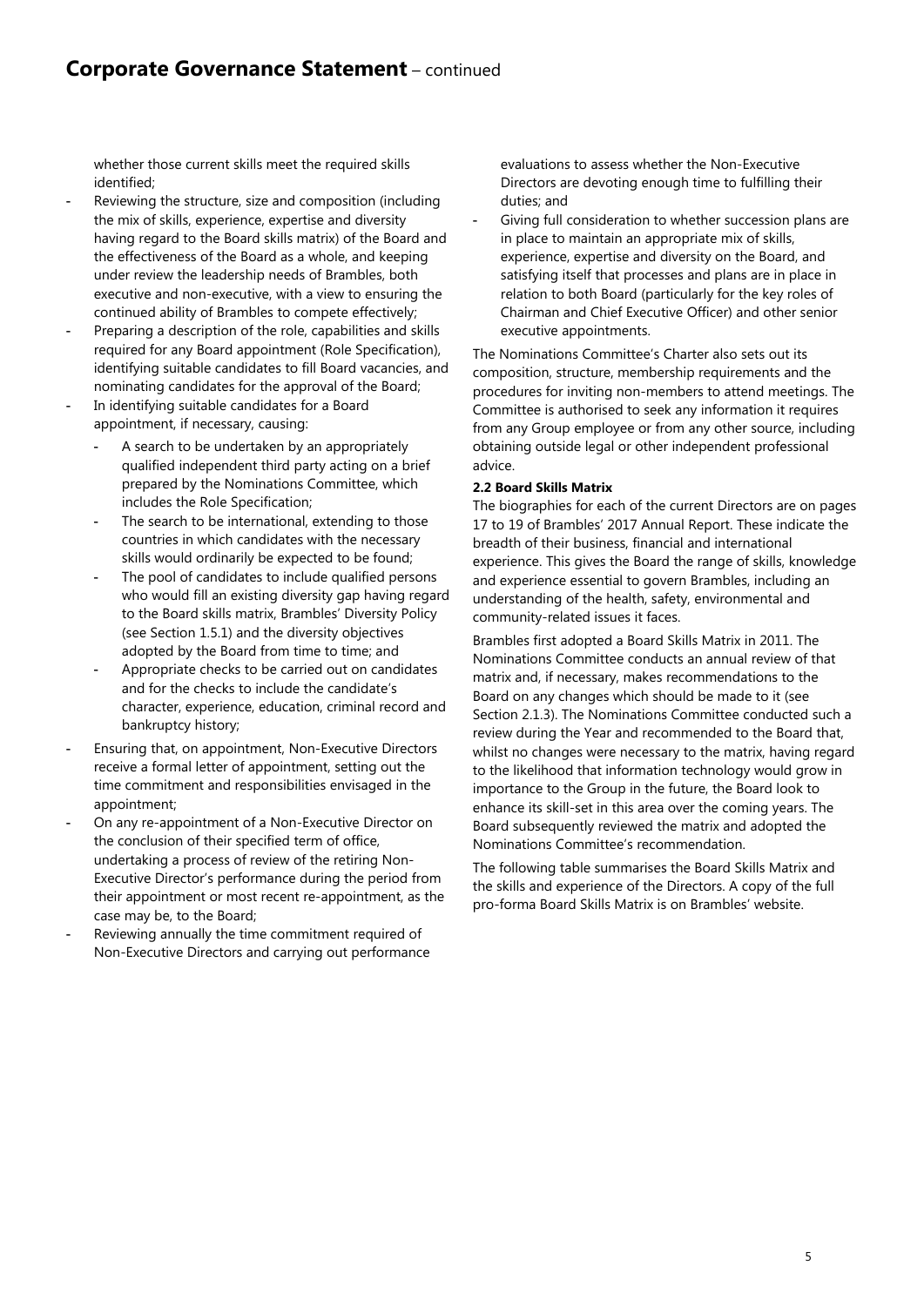whether those current skills meet the required skills identified;

- Reviewing the structure, size and composition (including the mix of skills, experience, expertise and diversity having regard to the Board skills matrix) of the Board and the effectiveness of the Board as a whole, and keeping under review the leadership needs of Brambles, both executive and non-executive, with a view to ensuring the continued ability of Brambles to compete effectively;
- Preparing a description of the role, capabilities and skills required for any Board appointment (Role Specification), identifying suitable candidates to fill Board vacancies, and nominating candidates for the approval of the Board;
- In identifying suitable candidates for a Board appointment, if necessary, causing:
  - A search to be undertaken by an appropriately qualified independent third party acting on a brief prepared by the Nominations Committee, which includes the Role Specification;
  - The search to be international, extending to those countries in which candidates with the necessary skills would ordinarily be expected to be found;
  - The pool of candidates to include qualified persons who would fill an existing diversity gap having regard to the Board skills matrix, Brambles' Diversity Policy (see Section 1.5.1) and the diversity objectives adopted by the Board from time to time; and
  - Appropriate checks to be carried out on candidates and for the checks to include the candidate's character, experience, education, criminal record and bankruptcy history;
- Ensuring that, on appointment, Non-Executive Directors receive a formal letter of appointment, setting out the time commitment and responsibilities envisaged in the appointment;
- On any re-appointment of a Non-Executive Director on the conclusion of their specified term of office, undertaking a process of review of the retiring Non-Executive Director's performance during the period from their appointment or most recent re-appointment, as the case may be, to the Board;
- Reviewing annually the time commitment required of Non-Executive Directors and carrying out performance evaluations to assess whether the Non-Executive Directors are devoting enough time to fulfilling their duties; and
- Giving full consideration to whether succession plans are in place to maintain an appropriate mix of skills, experience, expertise and diversity on the Board, and satisfying itself that processes and plans are in place in relation to both Board (particularly for the key roles of Chairman and Chief Executive Officer) and other senior executive appointments.

The Nominations Committee's Charter also sets out its composition, structure, membership requirements and the procedures for inviting non-members to attend meetings. The Committee is authorised to seek any information it requires from any Group employee or from any other source, including obtaining outside legal or other independent professional advice.

**2.2 Board Skills Matrix**

The biographies for each of the current Directors are on pages 17 to 19 of Brambles' 2017 Annual Report. These indicate the breadth of their business, financial and international experience. This gives the Board the range of skills, knowledge and experience essential to govern Brambles, including an understanding of the health, safety, environmental and community-related issues it faces.

Brambles first adopted a Board Skills Matrix in 2011. The Nominations Committee conducts an annual review of that matrix and, if necessary, makes recommendations to the Board on any changes which should be made to it (see Section 2.1.3). The Nominations Committee conducted such a review during the Year and recommended to the Board that, whilst no changes were necessary to the matrix, having regard to the likelihood that information technology would grow in importance to the Group in the future, the Board look to enhance its skill-set in this area over the coming years. The Board subsequently reviewed the matrix and adopted the Nominations Committee's recommendation.

The following table summarises the Board Skills Matrix and the skills and experience of the Directors. A copy of the full pro-forma Board Skills Matrix is on Brambles' website.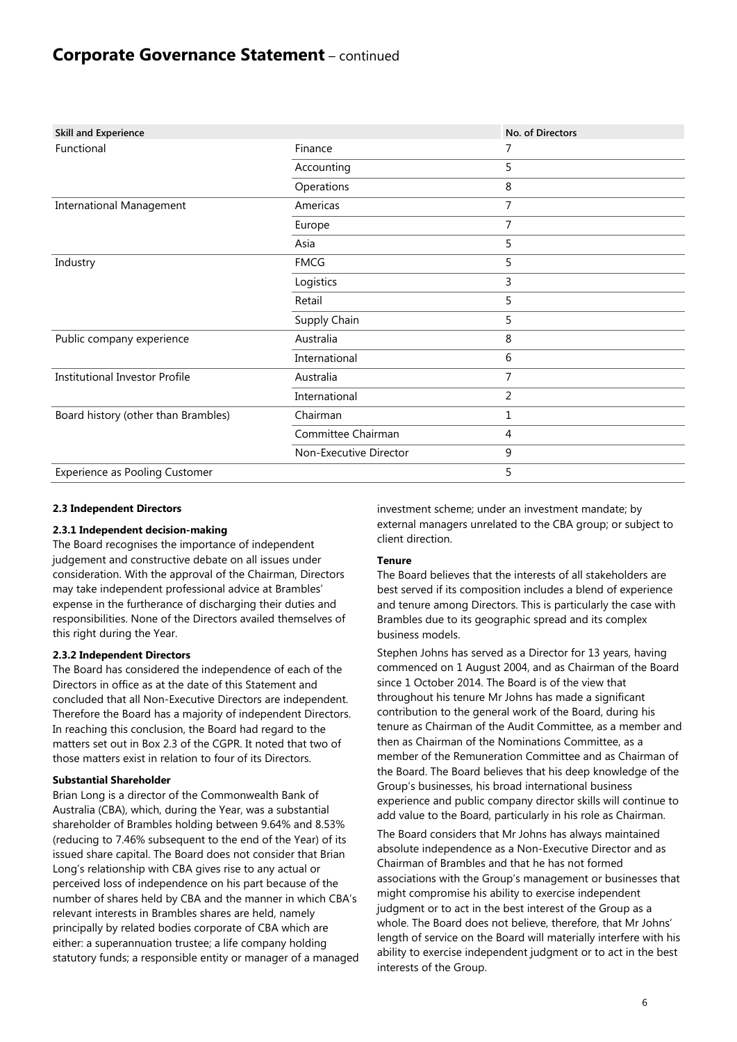| Skill and Experience | | No. of Directors |
|---|---|---|
| Functional | Finance | 7 |
| | Accounting | 5 |
| | Operations | 8 |
| International Management | Americas | 7 |
| | Europe | 7 |
| | Asia | 5 |
| Industry | FMCG | 5 |
| | Logistics | 3 |
| | Retail | 5 |
| | Supply Chain | 5 |
| Public company experience | Australia | 8 |
| | International | 6 |
| Institutional Investor Profile | Australia | 7 |
| | International | 2 |
| Board history (other than Brambles) | Chairman | 1 |
| | Committee Chairman | 4 |
| | Non-Executive Director | 9 |
| Experience as Pooling Customer | | 5 |

### 2.3 Independent Directors

#### 2.3.1 Independent decision-making

The Board recognises the importance of independent judgement and constructive debate on all issues under consideration. With the approval of the Chairman, Directors may take independent professional advice at Brambles' expense in the furtherance of discharging their duties and responsibilities. None of the Directors availed themselves of this right during the Year.

#### 2.3.2 Independent Directors

The Board has considered the independence of each of the Directors in office as at the date of this Statement and concluded that all Non-Executive Directors are independent. Therefore the Board has a majority of independent Directors. In reaching this conclusion, the Board had regard to the matters set out in Box 2.3 of the CGPR. It noted that two of those matters exist in relation to four of its Directors.

**Substantial Shareholder**

Brian Long is a director of the Commonwealth Bank of Australia (CBA), which, during the Year, was a substantial shareholder of Brambles holding between 9.64% and 8.53% (reducing to 7.46% subsequent to the end of the Year) of its issued share capital. The Board does not consider that Brian Long's relationship with CBA gives rise to any actual or perceived loss of independence on his part because of the number of shares held by CBA and the manner in which CBA's relevant interests in Brambles shares are held, namely principally by related bodies corporate of CBA which are either: a superannuation trustee; a life company holding statutory funds; a responsible entity or manager of a managed investment scheme; under an investment mandate; by external managers unrelated to the CBA group; or subject to client direction.

**Tenure**

The Board believes that the interests of all stakeholders are best served if its composition includes a blend of experience and tenure among Directors. This is particularly the case with Brambles due to its geographic spread and its complex business models.

Stephen Johns has served as a Director for 13 years, having commenced on 1 August 2004, and as Chairman of the Board since 1 October 2014. The Board is of the view that throughout his tenure Mr Johns has made a significant contribution to the general work of the Board, during his tenure as Chairman of the Audit Committee, as a member and then as Chairman of the Nominations Committee, as a member of the Remuneration Committee and as Chairman of the Board. The Board believes that his deep knowledge of the Group's businesses, his broad international business experience and public company director skills will continue to add value to the Board, particularly in his role as Chairman.

The Board considers that Mr Johns has always maintained absolute independence as a Non-Executive Director and as Chairman of Brambles and that he has not formed associations with the Group's management or businesses that might compromise his ability to exercise independent judgment or to act in the best interest of the Group as a whole. The Board does not believe, therefore, that Mr Johns' length of service on the Board will materially interfere with his ability to exercise independent judgment or to act in the best interests of the Group.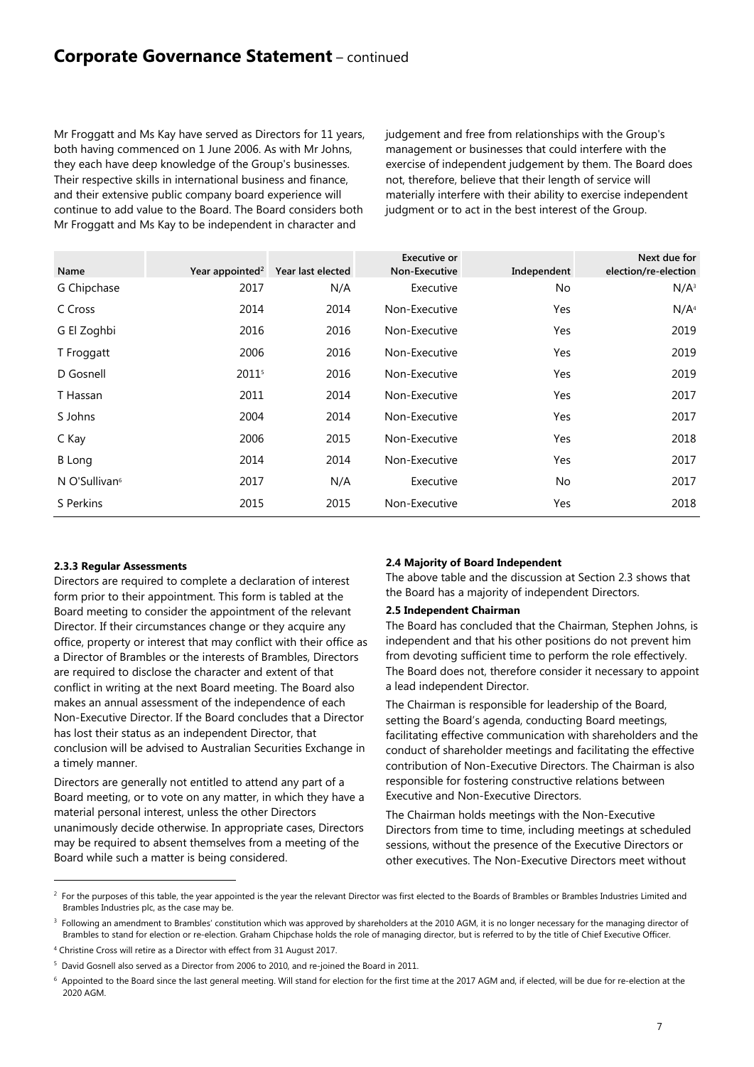Mr Froggatt and Ms Kay have served as Directors for 11 years, both having commenced on 1 June 2006. As with Mr Johns, they each have deep knowledge of the Group's businesses. Their respective skills in international business and finance, and their extensive public company board experience will continue to add value to the Board. The Board considers both Mr Froggatt and Ms Kay to be independent in character and judgement and free from relationships with the Group's management or businesses that could interfere with the exercise of independent judgement by them. The Board does not, therefore, believe that their length of service will materially interfere with their ability to exercise independent judgment or to act in the best interest of the Group.

| Name | Year appointed[2] | Year last elected | Executive or Non-Executive | Independent | Next due for election/re-election |
|---|---|---|---|---|---|
| G Chipchase | 2017 | N/A | Executive | No | N/A[3] |
| C Cross | 2014 | 2014 | Non-Executive | Yes | N/A[4] |
| G El Zoghbi | 2016 | 2016 | Non-Executive | Yes | 2019 |
| T Froggatt | 2006 | 2016 | Non-Executive | Yes | 2019 |
| D Gosnell | 2011[5] | 2016 | Non-Executive | Yes | 2019 |
| T Hassan | 2011 | 2014 | Non-Executive | Yes | 2017 |
| S Johns | 2004 | 2014 | Non-Executive | Yes | 2017 |
| C Kay | 2006 | 2015 | Non-Executive | Yes | 2018 |
| B Long | 2014 | 2014 | Non-Executive | Yes | 2017 |
| N O'Sullivan[6] | 2017 | N/A | Executive | No | 2017 |
| S Perkins | 2015 | 2015 | Non-Executive | Yes | 2018 |

**2.3.3 Regular Assessments**

Directors are required to complete a declaration of interest form prior to their appointment. This form is tabled at the Board meeting to consider the appointment of the relevant Director. If their circumstances change or they acquire any office, property or interest that may conflict with their office as a Director of Brambles or the interests of Brambles, Directors are required to disclose the character and extent of that conflict in writing at the next Board meeting. The Board also makes an annual assessment of the independence of each Non-Executive Director. If the Board concludes that a Director has lost their status as an independent Director, that conclusion will be advised to Australian Securities Exchange in a timely manner.

Directors are generally not entitled to attend any part of a Board meeting, or to vote on any matter, in which they have a material personal interest, unless the other Directors unanimously decide otherwise. In appropriate cases, Directors may be required to absent themselves from a meeting of the Board while such a matter is being considered.

**2.4 Majority of Board Independent**

The above table and the discussion at Section 2.3 shows that the Board has a majority of independent Directors.

**2.5 Independent Chairman**

The Board has concluded that the Chairman, Stephen Johns, is independent and that his other positions do not prevent him from devoting sufficient time to perform the role effectively. The Board does not, therefore consider it necessary to appoint a lead independent Director.

The Chairman is responsible for leadership of the Board, setting the Board's agenda, conducting Board meetings, facilitating effective communication with shareholders and the conduct of shareholder meetings and facilitating the effective contribution of Non-Executive Directors. The Chairman is also responsible for fostering constructive relations between Executive and Non-Executive Directors.

The Chairman holds meetings with the Non-Executive Directors from time to time, including meetings at scheduled sessions, without the presence of the Executive Directors or other executives. The Non-Executive Directors meet without

---

[2] For the purposes of this table, the year appointed is the year the relevant Director was first elected to the Boards of Brambles or Brambles Industries Limited and Brambles Industries plc, as the case may be.

[3] Following an amendment to Brambles' constitution which was approved by shareholders at the 2010 AGM, it is no longer necessary for the managing director of Brambles to stand for election or re-election. Graham Chipchase holds the role of managing director, but is referred to by the title of Chief Executive Officer.

[4] Christine Cross will retire as a Director with effect from 31 August 2017.

[5] David Gosnell also served as a Director from 2006 to 2010, and re-joined the Board in 2011.

[6] Appointed to the Board since the last general meeting. Will stand for election for the first time at the 2017 AGM and, if elected, will be due for re-election at the 2020 AGM.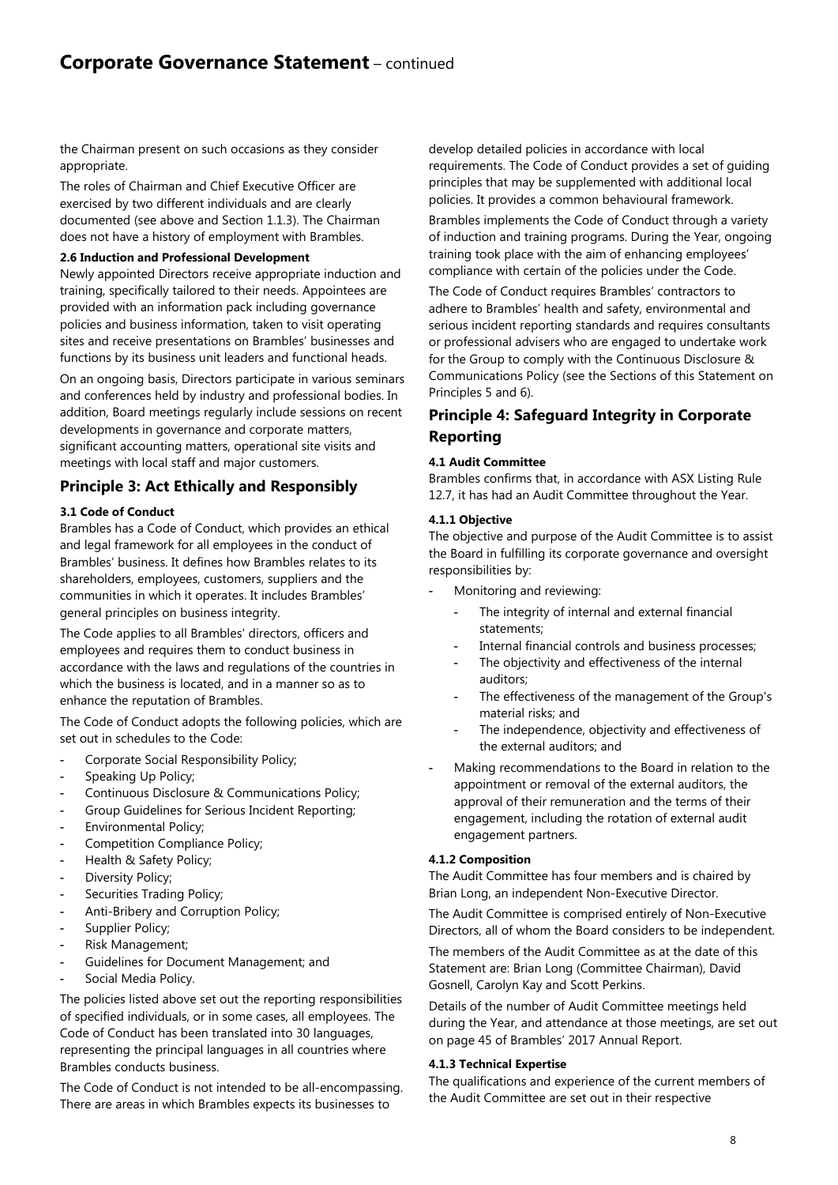the Chairman present on such occasions as they consider appropriate.

The roles of Chairman and Chief Executive Officer are exercised by two different individuals and are clearly documented (see above and Section 1.1.3). The Chairman does not have a history of employment with Brambles.

**2.6 Induction and Professional Development**

Newly appointed Directors receive appropriate induction and training, specifically tailored to their needs. Appointees are provided with an information pack including governance policies and business information, taken to visit operating sites and receive presentations on Brambles' businesses and functions by its business unit leaders and functional heads.

On an ongoing basis, Directors participate in various seminars and conferences held by industry and professional bodies. In addition, Board meetings regularly include sessions on recent developments in governance and corporate matters, significant accounting matters, operational site visits and meetings with local staff and major customers.

## Principle 3: Act Ethically and Responsibly

**3.1 Code of Conduct**

Brambles has a Code of Conduct, which provides an ethical and legal framework for all employees in the conduct of Brambles' business. It defines how Brambles relates to its shareholders, employees, customers, suppliers and the communities in which it operates. It includes Brambles' general principles on business integrity.

The Code applies to all Brambles' directors, officers and employees and requires them to conduct business in accordance with the laws and regulations of the countries in which the business is located, and in a manner so as to enhance the reputation of Brambles.

The Code of Conduct adopts the following policies, which are set out in schedules to the Code:

- Corporate Social Responsibility Policy;
- Speaking Up Policy;
- Continuous Disclosure & Communications Policy;
- Group Guidelines for Serious Incident Reporting;
- Environmental Policy;
- Competition Compliance Policy;
- Health & Safety Policy;
- Diversity Policy;
- Securities Trading Policy;
- Anti-Bribery and Corruption Policy;
- Supplier Policy;
- Risk Management;
- Guidelines for Document Management; and
- Social Media Policy.

The policies listed above set out the reporting responsibilities of specified individuals, or in some cases, all employees. The Code of Conduct has been translated into 30 languages, representing the principal languages in all countries where Brambles conducts business.

The Code of Conduct is not intended to be all-encompassing. There are areas in which Brambles expects its businesses to develop detailed policies in accordance with local requirements. The Code of Conduct provides a set of guiding principles that may be supplemented with additional local policies. It provides a common behavioural framework.

Brambles implements the Code of Conduct through a variety of induction and training programs. During the Year, ongoing training took place with the aim of enhancing employees' compliance with certain of the policies under the Code.

The Code of Conduct requires Brambles' contractors to adhere to Brambles' health and safety, environmental and serious incident reporting standards and requires consultants or professional advisers who are engaged to undertake work for the Group to comply with the Continuous Disclosure & Communications Policy (see the Sections of this Statement on Principles 5 and 6).

## Principle 4: Safeguard Integrity in Corporate Reporting

**4.1 Audit Committee**

Brambles confirms that, in accordance with ASX Listing Rule 12.7, it has had an Audit Committee throughout the Year.

**4.1.1 Objective**

The objective and purpose of the Audit Committee is to assist the Board in fulfilling its corporate governance and oversight responsibilities by:

- Monitoring and reviewing:
  - The integrity of internal and external financial statements;
  - Internal financial controls and business processes;
  - The objectivity and effectiveness of the internal auditors;
  - The effectiveness of the management of the Group's material risks; and
  - The independence, objectivity and effectiveness of the external auditors; and
- Making recommendations to the Board in relation to the appointment or removal of the external auditors, the approval of their remuneration and the terms of their engagement, including the rotation of external audit engagement partners.

**4.1.2 Composition**

The Audit Committee has four members and is chaired by Brian Long, an independent Non-Executive Director.

The Audit Committee is comprised entirely of Non-Executive Directors, all of whom the Board considers to be independent.

The members of the Audit Committee as at the date of this Statement are: Brian Long (Committee Chairman), David Gosnell, Carolyn Kay and Scott Perkins.

Details of the number of Audit Committee meetings held during the Year, and attendance at those meetings, are set out on page 45 of Brambles' 2017 Annual Report.

**4.1.3 Technical Expertise**

The qualifications and experience of the current members of the Audit Committee are set out in their respective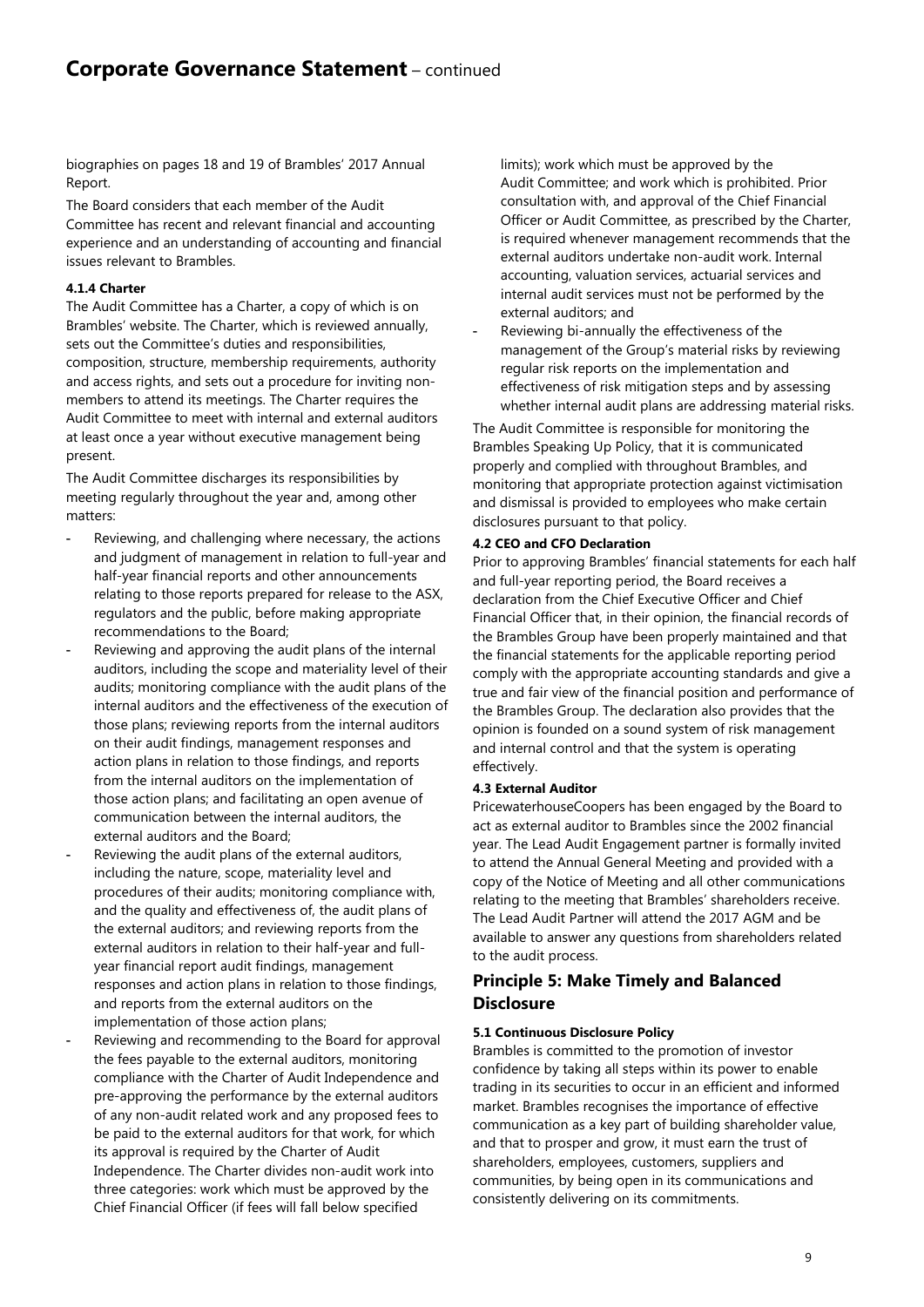biographies on pages 18 and 19 of Brambles' 2017 Annual Report.

The Board considers that each member of the Audit Committee has recent and relevant financial and accounting experience and an understanding of accounting and financial issues relevant to Brambles.

#### 4.1.4 Charter

The Audit Committee has a Charter, a copy of which is on Brambles' website. The Charter, which is reviewed annually, sets out the Committee's duties and responsibilities, composition, structure, membership requirements, authority and access rights, and sets out a procedure for inviting non-members to attend its meetings. The Charter requires the Audit Committee to meet with internal and external auditors at least once a year without executive management being present.

The Audit Committee discharges its responsibilities by meeting regularly throughout the year and, among other matters:

- Reviewing, and challenging where necessary, the actions and judgment of management in relation to full-year and half-year financial reports and other announcements relating to those reports prepared for release to the ASX, regulators and the public, before making appropriate recommendations to the Board;
- Reviewing and approving the audit plans of the internal auditors, including the scope and materiality level of their audits; monitoring compliance with the audit plans of the internal auditors and the effectiveness of the execution of those plans; reviewing reports from the internal auditors on their audit findings, management responses and action plans in relation to those findings, and reports from the internal auditors on the implementation of those action plans; and facilitating an open avenue of communication between the internal auditors, the external auditors and the Board;
- Reviewing the audit plans of the external auditors, including the nature, scope, materiality level and procedures of their audits; monitoring compliance with, and the quality and effectiveness of, the audit plans of the external auditors; and reviewing reports from the external auditors in relation to their half-year and full-year financial report audit findings, management responses and action plans in relation to those findings, and reports from the external auditors on the implementation of those action plans;
- Reviewing and recommending to the Board for approval the fees payable to the external auditors, monitoring compliance with the Charter of Audit Independence and pre-approving the performance by the external auditors of any non-audit related work and any proposed fees to be paid to the external auditors for that work, for which its approval is required by the Charter of Audit Independence. The Charter divides non-audit work into three categories: work which must be approved by the Chief Financial Officer (if fees will fall below specified limits); work which must be approved by the Audit Committee; and work which is prohibited. Prior consultation with, and approval of the Chief Financial Officer or Audit Committee, as prescribed by the Charter, is required whenever management recommends that the external auditors undertake non-audit work. Internal accounting, valuation services, actuarial services and internal audit services must not be performed by the external auditors; and
- Reviewing bi-annually the effectiveness of the management of the Group's material risks by reviewing regular risk reports on the implementation and effectiveness of risk mitigation steps and by assessing whether internal audit plans are addressing material risks.

The Audit Committee is responsible for monitoring the Brambles Speaking Up Policy, that it is communicated properly and complied with throughout Brambles, and monitoring that appropriate protection against victimisation and dismissal is provided to employees who make certain disclosures pursuant to that policy.

#### 4.2 CEO and CFO Declaration

Prior to approving Brambles' financial statements for each half and full-year reporting period, the Board receives a declaration from the Chief Executive Officer and Chief Financial Officer that, in their opinion, the financial records of the Brambles Group have been properly maintained and that the financial statements for the applicable reporting period comply with the appropriate accounting standards and give a true and fair view of the financial position and performance of the Brambles Group. The declaration also provides that the opinion is founded on a sound system of risk management and internal control and that the system is operating effectively.

#### 4.3 External Auditor

PricewaterhouseCoopers has been engaged by the Board to act as external auditor to Brambles since the 2002 financial year. The Lead Audit Engagement partner is formally invited to attend the Annual General Meeting and provided with a copy of the Notice of Meeting and all other communications relating to the meeting that Brambles' shareholders receive. The Lead Audit Partner will attend the 2017 AGM and be available to answer any questions from shareholders related to the audit process.

## Principle 5: Make Timely and Balanced Disclosure

#### 5.1 Continuous Disclosure Policy

Brambles is committed to the promotion of investor confidence by taking all steps within its power to enable trading in its securities to occur in an efficient and informed market. Brambles recognises the importance of effective communication as a key part of building shareholder value, and that to prosper and grow, it must earn the trust of shareholders, employees, customers, suppliers and communities, by being open in its communications and consistently delivering on its commitments.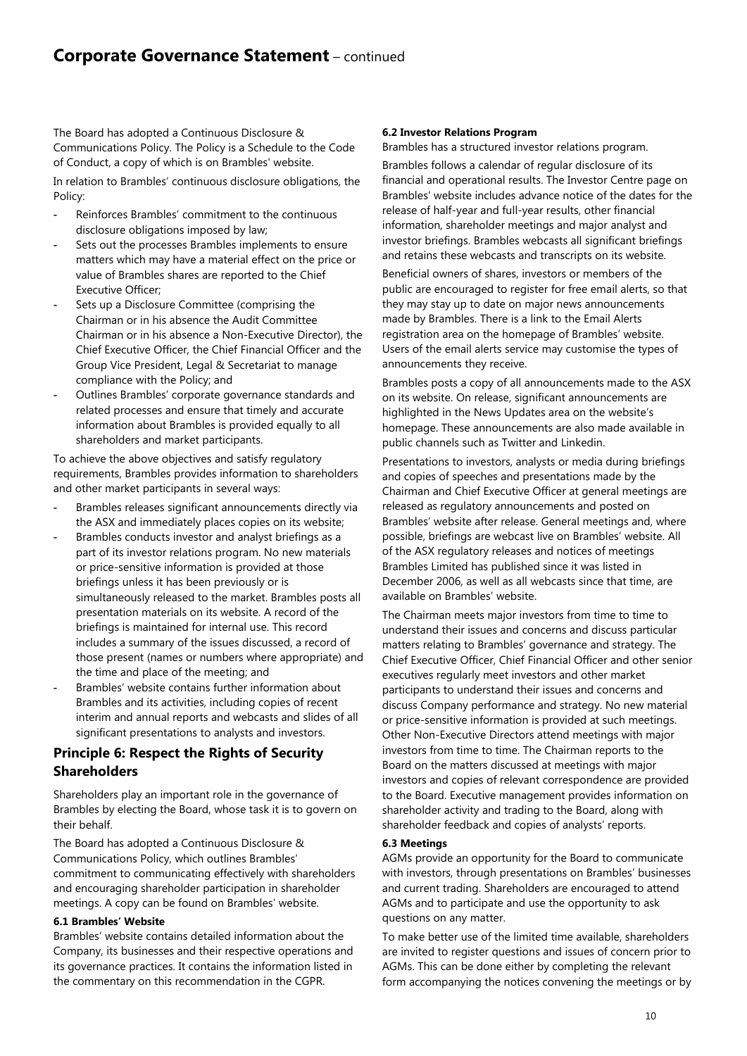The Board has adopted a Continuous Disclosure & Communications Policy. The Policy is a Schedule to the Code of Conduct, a copy of which is on Brambles' website.

In relation to Brambles' continuous disclosure obligations, the Policy:

- Reinforces Brambles' commitment to the continuous disclosure obligations imposed by law;
- Sets out the processes Brambles implements to ensure matters which may have a material effect on the price or value of Brambles shares are reported to the Chief Executive Officer;
- Sets up a Disclosure Committee (comprising the Chairman or in his absence the Audit Committee Chairman or in his absence a Non-Executive Director), the Chief Executive Officer, the Chief Financial Officer and the Group Vice President, Legal & Secretariat to manage compliance with the Policy; and
- Outlines Brambles' corporate governance standards and related processes and ensure that timely and accurate information about Brambles is provided equally to all shareholders and market participants.

To achieve the above objectives and satisfy regulatory requirements, Brambles provides information to shareholders and other market participants in several ways:

- Brambles releases significant announcements directly via the ASX and immediately places copies on its website;
- Brambles conducts investor and analyst briefings as a part of its investor relations program. No new materials or price-sensitive information is provided at those briefings unless it has been previously or is simultaneously released to the market. Brambles posts all presentation materials on its website. A record of the briefings is maintained for internal use. This record includes a summary of the issues discussed, a record of those present (names or numbers where appropriate) and the time and place of the meeting; and
- Brambles' website contains further information about Brambles and its activities, including copies of recent interim and annual reports and webcasts and slides of all significant presentations to analysts and investors.

## Principle 6: Respect the Rights of Security Shareholders

Shareholders play an important role in the governance of Brambles by electing the Board, whose task it is to govern on their behalf.

The Board has adopted a Continuous Disclosure & Communications Policy, which outlines Brambles' commitment to communicating effectively with shareholders and encouraging shareholder participation in shareholder meetings. A copy can be found on Brambles' website.

#### 6.1 Brambles' Website

Brambles' website contains detailed information about the Company, its businesses and their respective operations and its governance practices. It contains the information listed in the commentary on this recommendation in the CGPR.

#### 6.2 Investor Relations Program

Brambles has a structured investor relations program.

Brambles follows a calendar of regular disclosure of its financial and operational results. The Investor Centre page on Brambles' website includes advance notice of the dates for the release of half-year and full-year results, other financial information, shareholder meetings and major analyst and investor briefings. Brambles webcasts all significant briefings and retains these webcasts and transcripts on its website.

Beneficial owners of shares, investors or members of the public are encouraged to register for free email alerts, so that they may stay up to date on major news announcements made by Brambles. There is a link to the Email Alerts registration area on the homepage of Brambles' website. Users of the email alerts service may customise the types of announcements they receive.

Brambles posts a copy of all announcements made to the ASX on its website. On release, significant announcements are highlighted in the News Updates area on the website's homepage. These announcements are also made available in public channels such as Twitter and Linkedin.

Presentations to investors, analysts or media during briefings and copies of speeches and presentations made by the Chairman and Chief Executive Officer at general meetings are released as regulatory announcements and posted on Brambles' website after release. General meetings and, where possible, briefings are webcast live on Brambles' website. All of the ASX regulatory releases and notices of meetings Brambles Limited has published since it was listed in December 2006, as well as all webcasts since that time, are available on Brambles' website.

The Chairman meets major investors from time to time to understand their issues and concerns and discuss particular matters relating to Brambles' governance and strategy. The Chief Executive Officer, Chief Financial Officer and other senior executives regularly meet investors and other market participants to understand their issues and concerns and discuss Company performance and strategy. No new material or price-sensitive information is provided at such meetings. Other Non-Executive Directors attend meetings with major investors from time to time. The Chairman reports to the Board on the matters discussed at meetings with major investors and copies of relevant correspondence are provided to the Board. Executive management provides information on shareholder activity and trading to the Board, along with shareholder feedback and copies of analysts' reports.

#### 6.3 Meetings

AGMs provide an opportunity for the Board to communicate with investors, through presentations on Brambles' businesses and current trading. Shareholders are encouraged to attend AGMs and to participate and use the opportunity to ask questions on any matter.

To make better use of the limited time available, shareholders are invited to register questions and issues of concern prior to AGMs. This can be done either by completing the relevant form accompanying the notices convening the meetings or by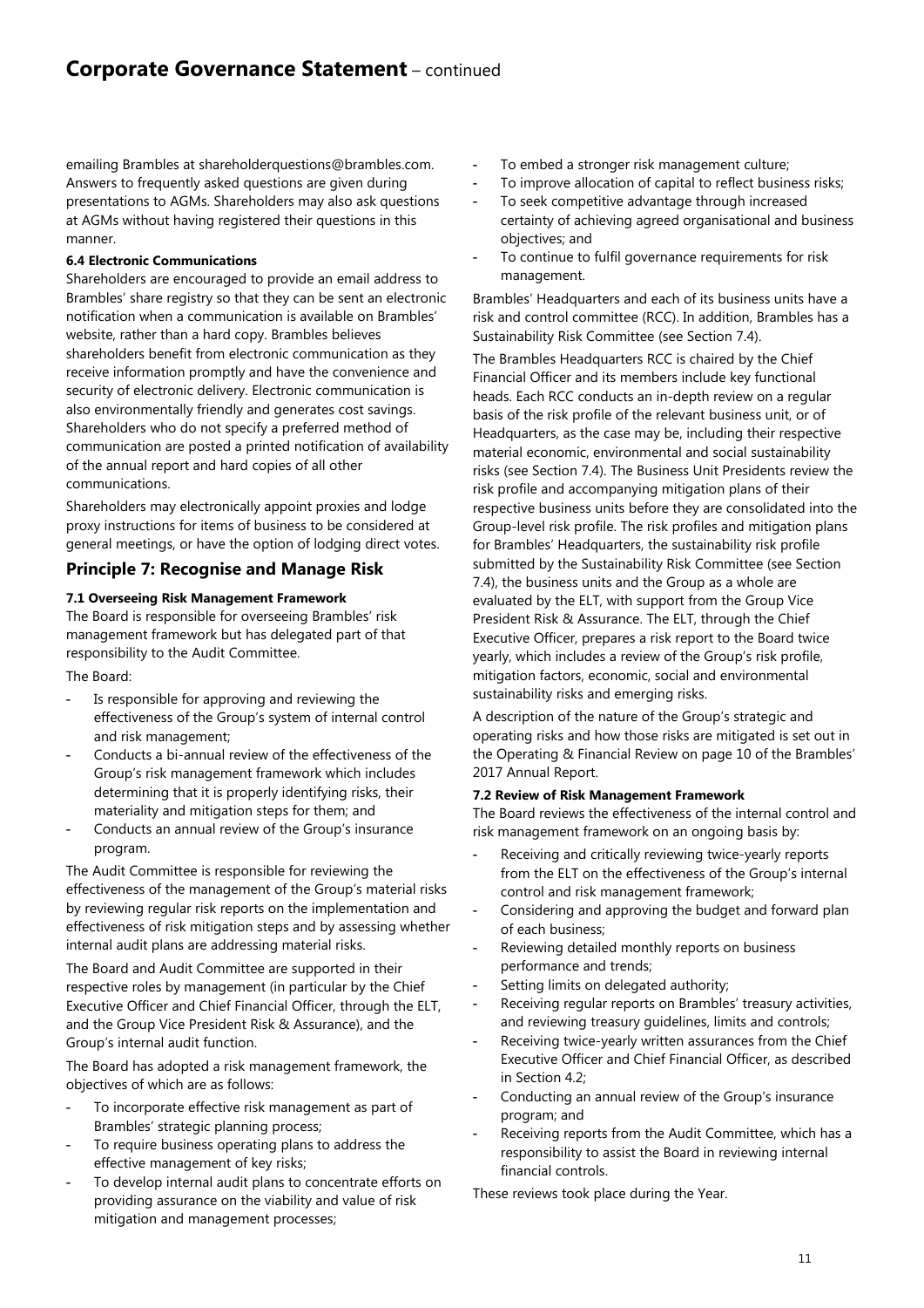emailing Brambles at shareholderquestions@brambles.com. Answers to frequently asked questions are given during presentations to AGMs. Shareholders may also ask questions at AGMs without having registered their questions in this manner.

#### 6.4 Electronic Communications

Shareholders are encouraged to provide an email address to Brambles' share registry so that they can be sent an electronic notification when a communication is available on Brambles' website, rather than a hard copy. Brambles believes shareholders benefit from electronic communication as they receive information promptly and have the convenience and security of electronic delivery. Electronic communication is also environmentally friendly and generates cost savings. Shareholders who do not specify a preferred method of communication are posted a printed notification of availability of the annual report and hard copies of all other communications.

Shareholders may electronically appoint proxies and lodge proxy instructions for items of business to be considered at general meetings, or have the option of lodging direct votes.

## Principle 7: Recognise and Manage Risk

#### 7.1 Overseeing Risk Management Framework

The Board is responsible for overseeing Brambles' risk management framework but has delegated part of that responsibility to the Audit Committee.

The Board:

- Is responsible for approving and reviewing the effectiveness of the Group's system of internal control and risk management;
- Conducts a bi-annual review of the effectiveness of the Group's risk management framework which includes determining that it is properly identifying risks, their materiality and mitigation steps for them; and
- Conducts an annual review of the Group's insurance program.

The Audit Committee is responsible for reviewing the effectiveness of the management of the Group's material risks by reviewing regular risk reports on the implementation and effectiveness of risk mitigation steps and by assessing whether internal audit plans are addressing material risks.

The Board and Audit Committee are supported in their respective roles by management (in particular by the Chief Executive Officer and Chief Financial Officer, through the ELT, and the Group Vice President Risk & Assurance), and the Group's internal audit function.

The Board has adopted a risk management framework, the objectives of which are as follows:

- To incorporate effective risk management as part of Brambles' strategic planning process;
- To require business operating plans to address the effective management of key risks;
- To develop internal audit plans to concentrate efforts on providing assurance on the viability and value of risk mitigation and management processes;
- To embed a stronger risk management culture;
- To improve allocation of capital to reflect business risks;
- To seek competitive advantage through increased certainty of achieving agreed organisational and business objectives; and
- To continue to fulfil governance requirements for risk management.

Brambles' Headquarters and each of its business units have a risk and control committee (RCC). In addition, Brambles has a Sustainability Risk Committee (see Section 7.4).

The Brambles Headquarters RCC is chaired by the Chief Financial Officer and its members include key functional heads. Each RCC conducts an in-depth review on a regular basis of the risk profile of the relevant business unit, or of Headquarters, as the case may be, including their respective material economic, environmental and social sustainability risks (see Section 7.4). The Business Unit Presidents review the risk profile and accompanying mitigation plans of their respective business units before they are consolidated into the Group-level risk profile. The risk profiles and mitigation plans for Brambles' Headquarters, the sustainability risk profile submitted by the Sustainability Risk Committee (see Section 7.4), the business units and the Group as a whole are evaluated by the ELT, with support from the Group Vice President Risk & Assurance. The ELT, through the Chief Executive Officer, prepares a risk report to the Board twice yearly, which includes a review of the Group's risk profile, mitigation factors, economic, social and environmental sustainability risks and emerging risks.

A description of the nature of the Group's strategic and operating risks and how those risks are mitigated is set out in the Operating & Financial Review on page 10 of the Brambles' 2017 Annual Report.

#### 7.2 Review of Risk Management Framework

The Board reviews the effectiveness of the internal control and risk management framework on an ongoing basis by:

- Receiving and critically reviewing twice-yearly reports from the ELT on the effectiveness of the Group's internal control and risk management framework;
- Considering and approving the budget and forward plan of each business;
- Reviewing detailed monthly reports on business performance and trends;
- Setting limits on delegated authority;
- Receiving regular reports on Brambles' treasury activities, and reviewing treasury guidelines, limits and controls;
- Receiving twice-yearly written assurances from the Chief Executive Officer and Chief Financial Officer, as described in Section 4.2;
- Conducting an annual review of the Group's insurance program; and
- Receiving reports from the Audit Committee, which has a responsibility to assist the Board in reviewing internal financial controls.

These reviews took place during the Year.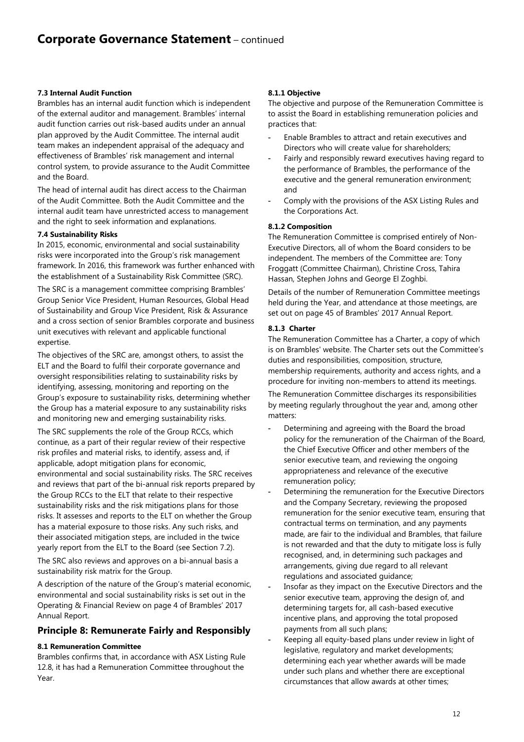#### 7.3 Internal Audit Function

Brambles has an internal audit function which is independent of the external auditor and management. Brambles' internal audit function carries out risk-based audits under an annual plan approved by the Audit Committee. The internal audit team makes an independent appraisal of the adequacy and effectiveness of Brambles' risk management and internal control system, to provide assurance to the Audit Committee and the Board.

The head of internal audit has direct access to the Chairman of the Audit Committee. Both the Audit Committee and the internal audit team have unrestricted access to management and the right to seek information and explanations.

#### 7.4 Sustainability Risks

In 2015, economic, environmental and social sustainability risks were incorporated into the Group's risk management framework. In 2016, this framework was further enhanced with the establishment of a Sustainability Risk Committee (SRC).

The SRC is a management committee comprising Brambles' Group Senior Vice President, Human Resources, Global Head of Sustainability and Group Vice President, Risk & Assurance and a cross section of senior Brambles corporate and business unit executives with relevant and applicable functional expertise.

The objectives of the SRC are, amongst others, to assist the ELT and the Board to fulfil their corporate governance and oversight responsibilities relating to sustainability risks by identifying, assessing, monitoring and reporting on the Group's exposure to sustainability risks, determining whether the Group has a material exposure to any sustainability risks and monitoring new and emerging sustainability risks.

The SRC supplements the role of the Group RCCs, which continue, as a part of their regular review of their respective risk profiles and material risks, to identify, assess and, if applicable, adopt mitigation plans for economic, environmental and social sustainability risks. The SRC receives and reviews that part of the bi-annual risk reports prepared by the Group RCCs to the ELT that relate to their respective sustainability risks and the risk mitigations plans for those risks. It assesses and reports to the ELT on whether the Group has a material exposure to those risks. Any such risks, and their associated mitigation steps, are included in the twice yearly report from the ELT to the Board (see Section 7.2).

The SRC also reviews and approves on a bi-annual basis a sustainability risk matrix for the Group.

A description of the nature of the Group's material economic, environmental and social sustainability risks is set out in the Operating & Financial Review on page 4 of Brambles' 2017 Annual Report.

## Principle 8: Remunerate Fairly and Responsibly

#### 8.1 Remuneration Committee

Brambles confirms that, in accordance with ASX Listing Rule 12.8, it has had a Remuneration Committee throughout the Year.

#### 8.1.1 Objective

The objective and purpose of the Remuneration Committee is to assist the Board in establishing remuneration policies and practices that:

- Enable Brambles to attract and retain executives and Directors who will create value for shareholders;
- Fairly and responsibly reward executives having regard to the performance of Brambles, the performance of the executive and the general remuneration environment; and
- Comply with the provisions of the ASX Listing Rules and the Corporations Act.

#### 8.1.2 Composition

The Remuneration Committee is comprised entirely of Non-Executive Directors, all of whom the Board considers to be independent. The members of the Committee are: Tony Froggatt (Committee Chairman), Christine Cross, Tahira Hassan, Stephen Johns and George El Zoghbi.

Details of the number of Remuneration Committee meetings held during the Year, and attendance at those meetings, are set out on page 45 of Brambles' 2017 Annual Report.

#### 8.1.3 Charter

The Remuneration Committee has a Charter, a copy of which is on Brambles' website. The Charter sets out the Committee's duties and responsibilities, composition, structure, membership requirements, authority and access rights, and a procedure for inviting non-members to attend its meetings.

The Remuneration Committee discharges its responsibilities by meeting regularly throughout the year and, among other matters:

- Determining and agreeing with the Board the broad policy for the remuneration of the Chairman of the Board, the Chief Executive Officer and other members of the senior executive team, and reviewing the ongoing appropriateness and relevance of the executive remuneration policy;
- Determining the remuneration for the Executive Directors and the Company Secretary, reviewing the proposed remuneration for the senior executive team, ensuring that contractual terms on termination, and any payments made, are fair to the individual and Brambles, that failure is not rewarded and that the duty to mitigate loss is fully recognised, and, in determining such packages and arrangements, giving due regard to all relevant regulations and associated guidance;
- Insofar as they impact on the Executive Directors and the senior executive team, approving the design of, and determining targets for, all cash-based executive incentive plans, and approving the total proposed payments from all such plans;
- Keeping all equity-based plans under review in light of legislative, regulatory and market developments; determining each year whether awards will be made under such plans and whether there are exceptional circumstances that allow awards at other times;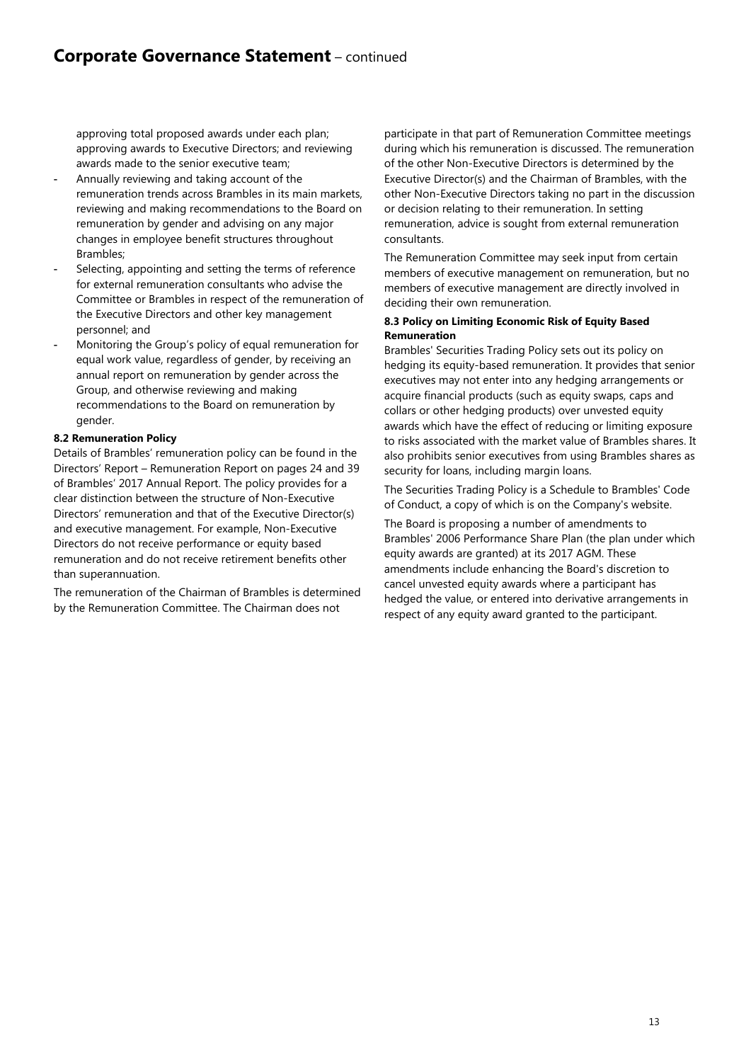approving total proposed awards under each plan; approving awards to Executive Directors; and reviewing awards made to the senior executive team;

- Annually reviewing and taking account of the remuneration trends across Brambles in its main markets, reviewing and making recommendations to the Board on remuneration by gender and advising on any major changes in employee benefit structures throughout Brambles;
- Selecting, appointing and setting the terms of reference for external remuneration consultants who advise the Committee or Brambles in respect of the remuneration of the Executive Directors and other key management personnel; and
- Monitoring the Group's policy of equal remuneration for equal work value, regardless of gender, by receiving an annual report on remuneration by gender across the Group, and otherwise reviewing and making recommendations to the Board on remuneration by gender.

**8.2 Remuneration Policy**

Details of Brambles' remuneration policy can be found in the Directors' Report – Remuneration Report on pages 24 and 39 of Brambles' 2017 Annual Report. The policy provides for a clear distinction between the structure of Non-Executive Directors' remuneration and that of the Executive Director(s) and executive management. For example, Non-Executive Directors do not receive performance or equity based remuneration and do not receive retirement benefits other than superannuation.

The remuneration of the Chairman of Brambles is determined by the Remuneration Committee. The Chairman does not participate in that part of Remuneration Committee meetings during which his remuneration is discussed. The remuneration of the other Non-Executive Directors is determined by the Executive Director(s) and the Chairman of Brambles, with the other Non-Executive Directors taking no part in the discussion or decision relating to their remuneration. In setting remuneration, advice is sought from external remuneration consultants.

The Remuneration Committee may seek input from certain members of executive management on remuneration, but no members of executive management are directly involved in deciding their own remuneration.

**8.3 Policy on Limiting Economic Risk of Equity Based Remuneration**

Brambles' Securities Trading Policy sets out its policy on hedging its equity-based remuneration. It provides that senior executives may not enter into any hedging arrangements or acquire financial products (such as equity swaps, caps and collars or other hedging products) over unvested equity awards which have the effect of reducing or limiting exposure to risks associated with the market value of Brambles shares. It also prohibits senior executives from using Brambles shares as security for loans, including margin loans.

The Securities Trading Policy is a Schedule to Brambles' Code of Conduct, a copy of which is on the Company's website.

The Board is proposing a number of amendments to Brambles' 2006 Performance Share Plan (the plan under which equity awards are granted) at its 2017 AGM. These amendments include enhancing the Board's discretion to cancel unvested equity awards where a participant has hedged the value, or entered into derivative arrangements in respect of any equity award granted to the participant.